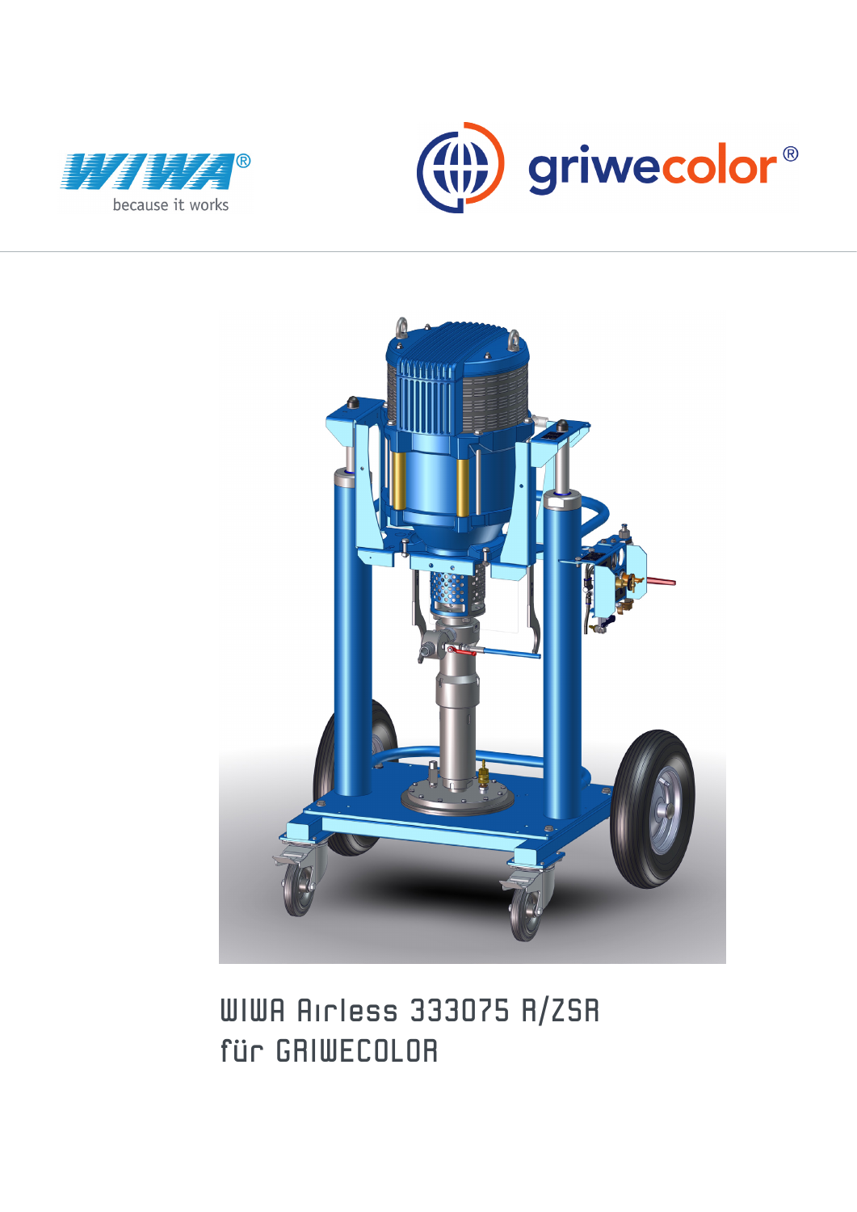WIWA®

because it works

griwecolor®

# WIWA Airless 33075 R/ZSA für GRIWECOLOR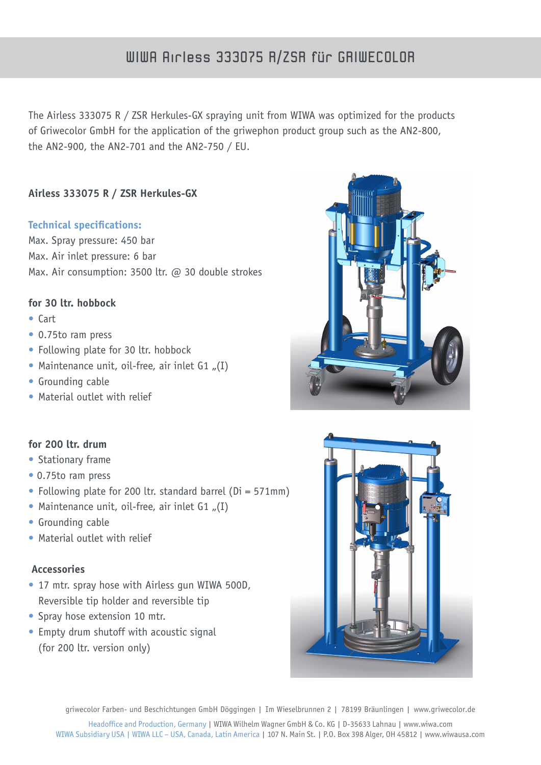# WIWA Airless 333075 R/ZSR für GRIWECOLOR

The Airless 333075 R / ZSR Herkules-GX spraying unit from WIWA was optimized for the products of Griwecolor GmbH for the application of the griwephon product group such as the AN2-800, the AN2-900, the AN2-701 and the AN2-750 / EU.

## Airless 333075 R / ZSR Herkules-GX

### Technical specifications:

Max. Spray pressure: 450 bar
Max. Air inlet pressure: 6 bar
Max. Air consumption: 3500 ltr. @ 30 double strokes

### for 30 ltr. hobbock

- Cart
- 0.75to ram press
- Following plate for 30 ltr. hobbock
- Maintenance unit, oil-free, air inlet G1 „(I)
- Grounding cable
- Material outlet with relief

### for 200 ltr. drum

- Stationary frame
- 0.75to ram press
- Following plate for 200 ltr. standard barrel (Di = 571mm)
- Maintenance unit, oil-free, air inlet G1 „(I)
- Grounding cable
- Material outlet with relief

### Accessories

- 17 mtr. spray hose with Airless gun WIWA 500D, Reversible tip holder and reversible tip
- Spray hose extension 10 mtr.
- Empty drum shutoff with acoustic signal (for 200 ltr. version only)

griwecolor Farben- und Beschichtungen GmbH Döggingen | Im Wieselbrunnen 2 | 78199 Bräunlingen | www.griwecolor.de

Headoffice and Production, Germany | WIWA Wilhelm Wagner GmbH & Co. KG | D-35633 Lahnau | www.wiwa.com
WIWA Subsidiary USA | WIWA LLC – USA, Canada, Latin America | 107 N. Main St. | P.O. Box 398 Alger, OH 45812 | www.wiwausa.com